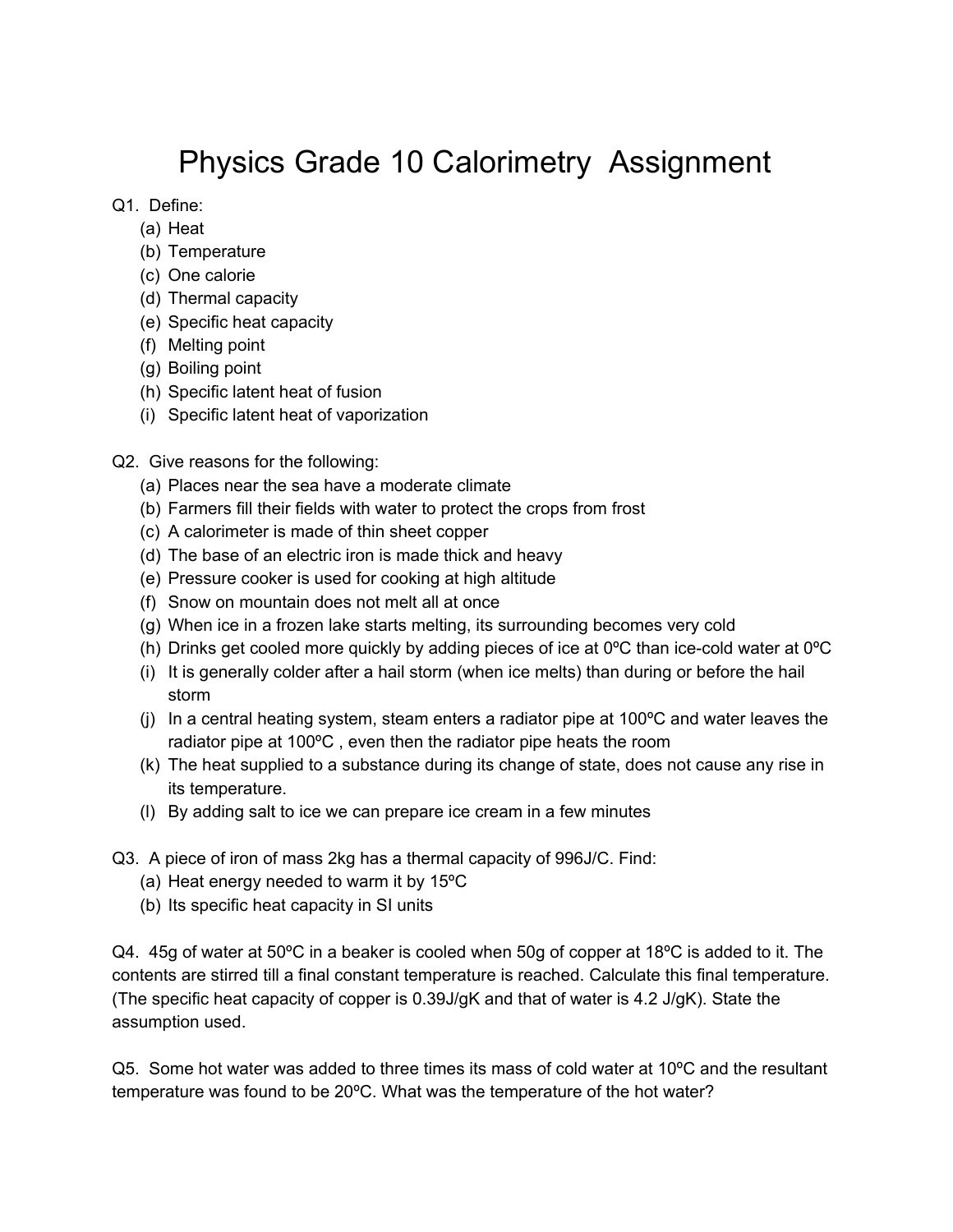# Physics Grade 10 Calorimetry Assignment

Q1. Define:

(a) Heat
(b) Temperature
(c) One calorie
(d) Thermal capacity
(e) Specific heat capacity
(f) Melting point
(g) Boiling point
(h) Specific latent heat of fusion
(i) Specific latent heat of vaporization

Q2. Give reasons for the following:

(a) Places near the sea have a moderate climate
(b) Farmers fill their fields with water to protect the crops from frost
(c) A calorimeter is made of thin sheet copper
(d) The base of an electric iron is made thick and heavy
(e) Pressure cooker is used for cooking at high altitude
(f) Snow on mountain does not melt all at once
(g) When ice in a frozen lake starts melting, its surrounding becomes very cold
(h) Drinks get cooled more quickly by adding pieces of ice at 0ºC than ice-cold water at 0ºC
(i) It is generally colder after a hail storm (when ice melts) than during or before the hail storm
(j) In a central heating system, steam enters a radiator pipe at 100ºC and water leaves the radiator pipe at 100ºC , even then the radiator pipe heats the room
(k) The heat supplied to a substance during its change of state, does not cause any rise in its temperature.
(l) By adding salt to ice we can prepare ice cream in a few minutes

Q3. A piece of iron of mass 2kg has a thermal capacity of 996J/C. Find:

(a) Heat energy needed to warm it by 15ºC
(b) Its specific heat capacity in SI units

Q4. 45g of water at 50ºC in a beaker is cooled when 50g of copper at 18ºC is added to it. The contents are stirred till a final constant temperature is reached. Calculate this final temperature. (The specific heat capacity of copper is 0.39J/gK and that of water is 4.2 J/gK). State the assumption used.

Q5. Some hot water was added to three times its mass of cold water at 10ºC and the resultant temperature was found to be 20ºC. What was the temperature of the hot water?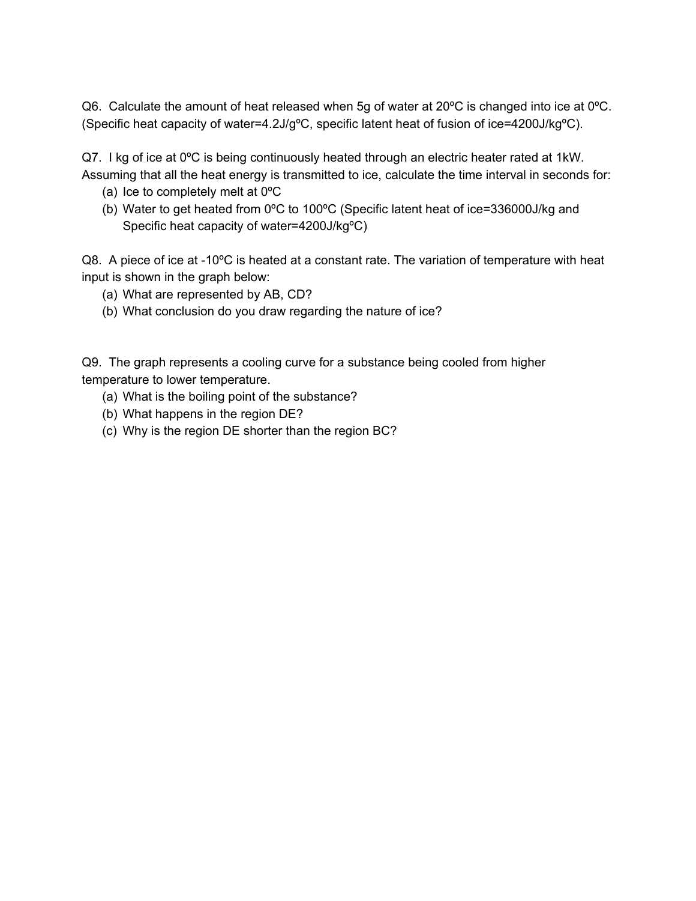Q6. Calculate the amount of heat released when 5g of water at 20ºC is changed into ice at 0ºC. (Specific heat capacity of water=4.2J/gºC, specific latent heat of fusion of ice=4200J/kgºC).

Q7. I kg of ice at 0ºC is being continuously heated through an electric heater rated at 1kW. Assuming that all the heat energy is transmitted to ice, calculate the time interval in seconds for:

(a) Ice to completely melt at 0ºC
(b) Water to get heated from 0ºC to 100ºC (Specific latent heat of ice=336000J/kg and Specific heat capacity of water=4200J/kgºC)

Q8. A piece of ice at -10ºC is heated at a constant rate. The variation of temperature with heat input is shown in the graph below:

(a) What are represented by AB, CD?
(b) What conclusion do you draw regarding the nature of ice?

Q9. The graph represents a cooling curve for a substance being cooled from higher temperature to lower temperature.

(a) What is the boiling point of the substance?
(b) What happens in the region DE?
(c) Why is the region DE shorter than the region BC?